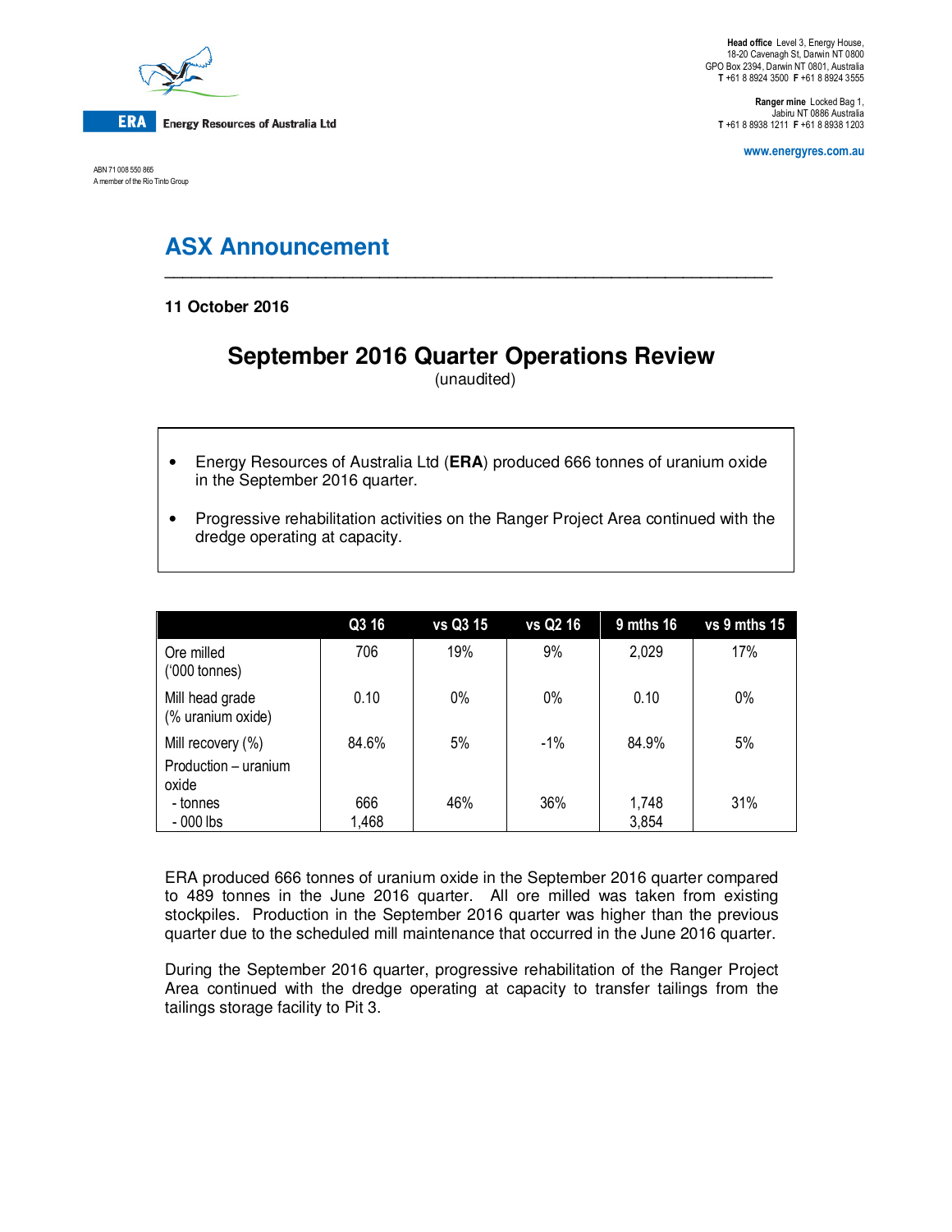ERA Energy Resources of Australia Ltd

ABN 71 008 550 865
A member of the Rio Tinto Group

**Head office** Level 3, Energy House,
18-20 Cavenagh St, Darwin NT 0800
GPO Box 2394, Darwin NT 0801, Australia
**T** +61 8 8924 3500 **F** +61 8 8924 3555

**Ranger mine** Locked Bag 1,
Jabiru NT 0886 Australia
**T** +61 8 8938 1211 **F** +61 8 8938 1203

www.energyres.com.au

# ASX Announcement

**11 October 2016**

## September 2016 Quarter Operations Review

(unaudited)

- Energy Resources of Australia Ltd (**ERA**) produced 666 tonnes of uranium oxide in the September 2016 quarter.
- Progressive rehabilitation activities on the Ranger Project Area continued with the dredge operating at capacity.

| | Q3 16 | vs Q3 15 | vs Q2 16 | 9 mths 16 | vs 9 mths 15 |
|---|---|---|---|---|---|
| Ore milled ('000 tonnes) | 706 | 19% | 9% | 2,029 | 17% |
| Mill head grade (% uranium oxide) | 0.10 | 0% | 0% | 0.10 | 0% |
| Mill recovery (%) | 84.6% | 5% | -1% | 84.9% | 5% |
| Production – uranium oxide | | | | | |
| - tonnes | 666 | 46% | 36% | 1,748 | 31% |
| - 000 lbs | 1,468 | | | 3,854 | |

ERA produced 666 tonnes of uranium oxide in the September 2016 quarter compared to 489 tonnes in the June 2016 quarter. All ore milled was taken from existing stockpiles. Production in the September 2016 quarter was higher than the previous quarter due to the scheduled mill maintenance that occurred in the June 2016 quarter.

During the September 2016 quarter, progressive rehabilitation of the Ranger Project Area continued with the dredge operating at capacity to transfer tailings from the tailings storage facility to Pit 3.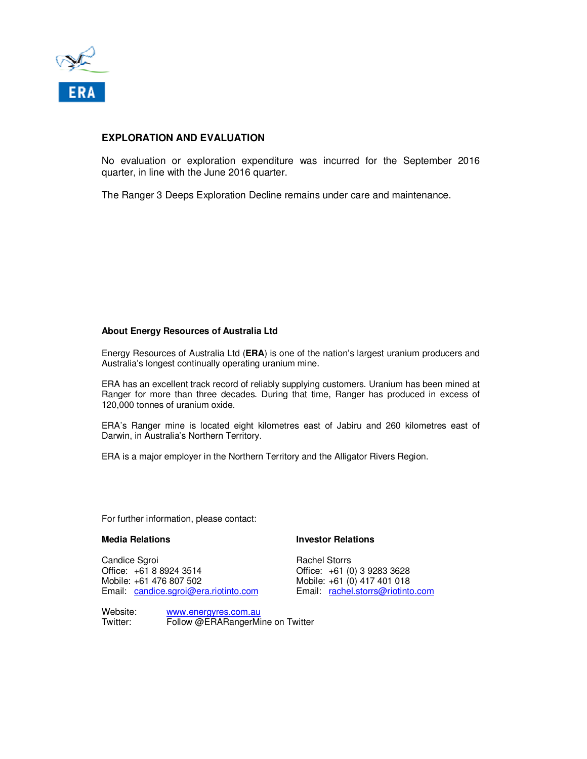## EXPLORATION AND EVALUATION

No evaluation or exploration expenditure was incurred for the September 2016 quarter, in line with the June 2016 quarter.

The Ranger 3 Deeps Exploration Decline remains under care and maintenance.

### About Energy Resources of Australia Ltd

Energy Resources of Australia Ltd (**ERA**) is one of the nation's largest uranium producers and Australia's longest continually operating uranium mine.

ERA has an excellent track record of reliably supplying customers. Uranium has been mined at Ranger for more than three decades. During that time, Ranger has produced in excess of 120,000 tonnes of uranium oxide.

ERA's Ranger mine is located eight kilometres east of Jabiru and 260 kilometres east of Darwin, in Australia's Northern Territory.

ERA is a major employer in the Northern Territory and the Alligator Rivers Region.

For further information, please contact:

**Media Relations**

Candice Sgroi
Office: +61 8 8924 3514
Mobile: +61 476 807 502
Email: candice.sgroi@era.riotinto.com

**Investor Relations**

Rachel Storrs
Office: +61 (0) 3 9283 3628
Mobile: +61 (0) 417 401 018
Email: rachel.storrs@riotinto.com

Website: www.energyres.com.au
Twitter: Follow @ERARangerMine on Twitter